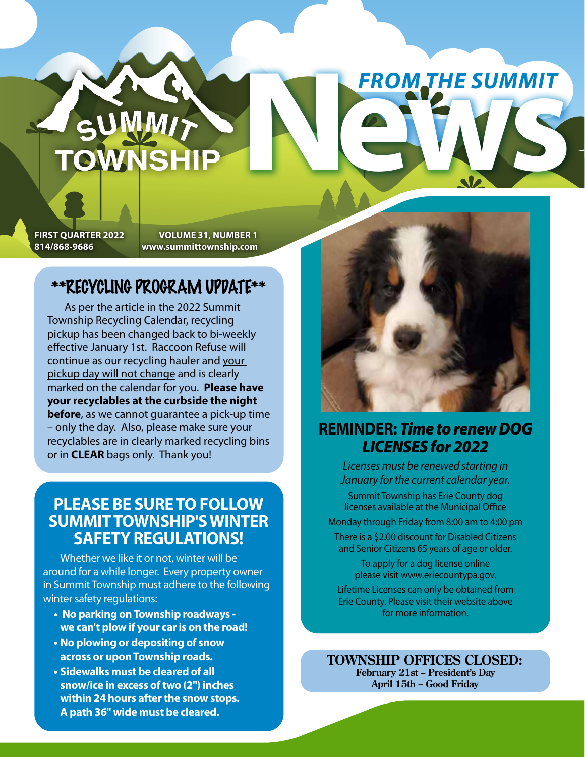# Summit Township — From the Summit News

**FIRST QUARTER 2022** | **VOLUME 31, NUMBER 1**

**814/868-9686** | **www.summittownship.com**

## **RECYCLING PROGRAM UPDATE**

As per the article in the 2022 Summit Township Recycling Calendar, recycling pickup has been changed back to bi-weekly effective January 1st. Raccoon Refuse will continue as our recycling hauler and your pickup day will not change and is clearly marked on the calendar for you. **Please have your recyclables at the curbside the night before**, as we cannot guarantee a pick-up time – only the day. Also, please make sure your recyclables are in clearly marked recycling bins or in **CLEAR** bags only. Thank you!

## PLEASE BE SURE TO FOLLOW SUMMIT TOWNSHIP'S WINTER SAFETY REGULATIONS!

Whether we like it or not, winter will be around for a while longer. Every property owner in Summit Township must adhere to the following winter safety regulations:

- **No parking on Township roadways - we can't plow if your car is on the road!**
- **No plowing or depositing of snow across or upon Township roads.**
- **Sidewalks must be cleared of all snow/ice in excess of two (2") inches within 24 hours after the snow stops. A path 36" wide must be cleared.**

## REMINDER: *Time to renew DOG LICENSES for 2022*

*Licenses must be renewed starting in January for the current calendar year.*

Summit Township has Erie County dog licenses available at the Municipal Office

Monday through Friday from 8:00 am to 4:00 pm

There is a $2.00 discount for Disabled Citizens and Senior Citizens 65 years of age or older.

To apply for a dog license online please visit www.eriecountypa.gov.

Lifetime Licenses can only be obtained from Erie County. Please visit their website above for more information.

## TOWNSHIP OFFICES CLOSED:

**February 21st – President's Day**

**April 15th – Good Friday**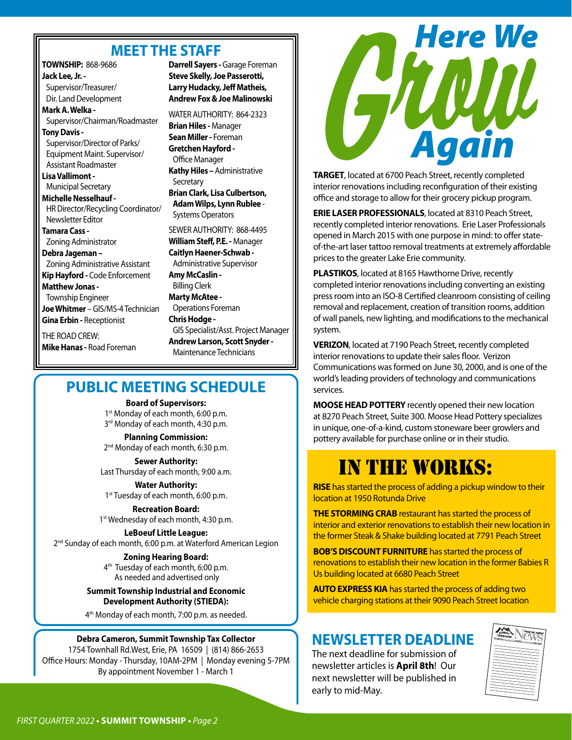## MEET THE STAFF

**TOWNSHIP:** 868-9686

**Jack Lee, Jr. -** Supervisor/Treasurer/ Dir. Land Development

**Mark A. Welka -** Supervisor/Chairman/Roadmaster

**Tony Davis -** Supervisor/Director of Parks/ Equipment Maint. Supervisor/ Assistant Roadmaster

**Lisa Vallimont -** Municipal Secretary

**Michelle Nesselhauf -** HR Director/Recycling Coordinator/ Newsletter Editor

**Tamara Cass -** Zoning Administrator

**Debra Jageman –** Zoning Administrative Assistant

**Kip Hayford -** Code Enforcement

**Matthew Jonas -** Township Engineer

**Joe Whitmer** – GIS/MS-4 Technician

**Gina Erbin -** Receptionist

THE ROAD CREW:

**Mike Hanas -** Road Foreman

**Darrell Sayers -** Garage Foreman

**Steve Skelly, Joe Passerotti, Larry Hudacky, Jeff Matheis, Andrew Fox & Joe Malinowski**

WATER AUTHORITY: 864-2323

**Brian Hiles -** Manager

**Sean Miller -** Foreman

**Gretchen Hayford -** Office Manager

**Kathy Hiles –** Administrative Secretary

**Brian Clark, Lisa Culbertson, Adam Wilps, Lynn Rublee** - Systems Operators

SEWER AUTHORITY: 868-4495

**William Steff, P.E. -** Manager

**Caitlyn Haener-Schwab -** Administrative Supervisor

**Amy McCaslin -** Billing Clerk

**Marty McAtee -** Operations Foreman

**Chris Hodge -** GIS Specialist/Asst. Project Manager

**Andrew Larson, Scott Snyder -** Maintenance Technicians

## PUBLIC MEETING SCHEDULE

**Board of Supervisors:**
1st Monday of each month, 6:00 p.m.
3rd Monday of each month, 4:30 p.m.

**Planning Commission:**
2nd Monday of each month, 6:30 p.m.

**Sewer Authority:**
Last Thursday of each month, 9:00 a.m.

**Water Authority:**
1st Tuesday of each month, 6:00 p.m.

**Recreation Board:**
1st Wednesday of each month, 4:30 p.m.

**LeBoeuf Little League:**
2nd Sunday of each month, 6:00 p.m. at Waterford American Legion

**Zoning Hearing Board:**
4th Tuesday of each month, 6:00 p.m.
As needed and advertised only

**Summit Township Industrial and Economic Development Authority (STIEDA):**
4th Monday of each month, 7:00 p.m. as needed.

**Debra Cameron, Summit Township Tax Collector**
1754 Townhall Rd.West, Erie, PA 16509 | (814) 866-2653
Office Hours: Monday - Thursday, 10AM-2PM | Monday evening 5-7PM
By appointment November 1 - March 1

## Here We Grow Again

**TARGET**, located at 6700 Peach Street, recently completed interior renovations including reconfiguration of their existing office and storage to allow for their grocery pickup program.

**ERIE LASER PROFESSIONALS**, located at 8310 Peach Street, recently completed interior renovations. Erie Laser Professionals opened in March 2015 with one purpose in mind: to offer state-of-the-art laser tattoo removal treatments at extremely affordable prices to the greater Lake Erie community.

**PLASTIKOS**, located at 8165 Hawthorne Drive, recently completed interior renovations including converting an existing press room into an ISO-8 Certified cleanroom consisting of ceiling removal and replacement, creation of transition rooms, addition of wall panels, new lighting, and modifications to the mechanical system.

**VERIZON**, located at 7190 Peach Street, recently completed interior renovations to update their sales floor. Verizon Communications was formed on June 30, 2000, and is one of the world's leading providers of technology and communications services.

**MOOSE HEAD POTTERY** recently opened their new location at 8270 Peach Street, Suite 300. Moose Head Pottery specializes in unique, one-of-a-kind, custom stoneware beer growlers and pottery available for purchase online or in their studio.

## IN THE WORKS:

**RISE** has started the process of adding a pickup window to their location at 1950 Rotunda Drive

**THE STORMING CRAB** restaurant has started the process of interior and exterior renovations to establish their new location in the former Steak & Shake building located at 7791 Peach Street

**BOB'S DISCOUNT FURNITURE** has started the process of renovations to establish their new location in the former Babies R Us building located at 6680 Peach Street

**AUTO EXPRESS KIA** has started the process of adding two vehicle charging stations at their 9090 Peach Street location

## NEWSLETTER DEADLINE

The next deadline for submission of newsletter articles is **April 8th**! Our next newsletter will be published in early to mid-May.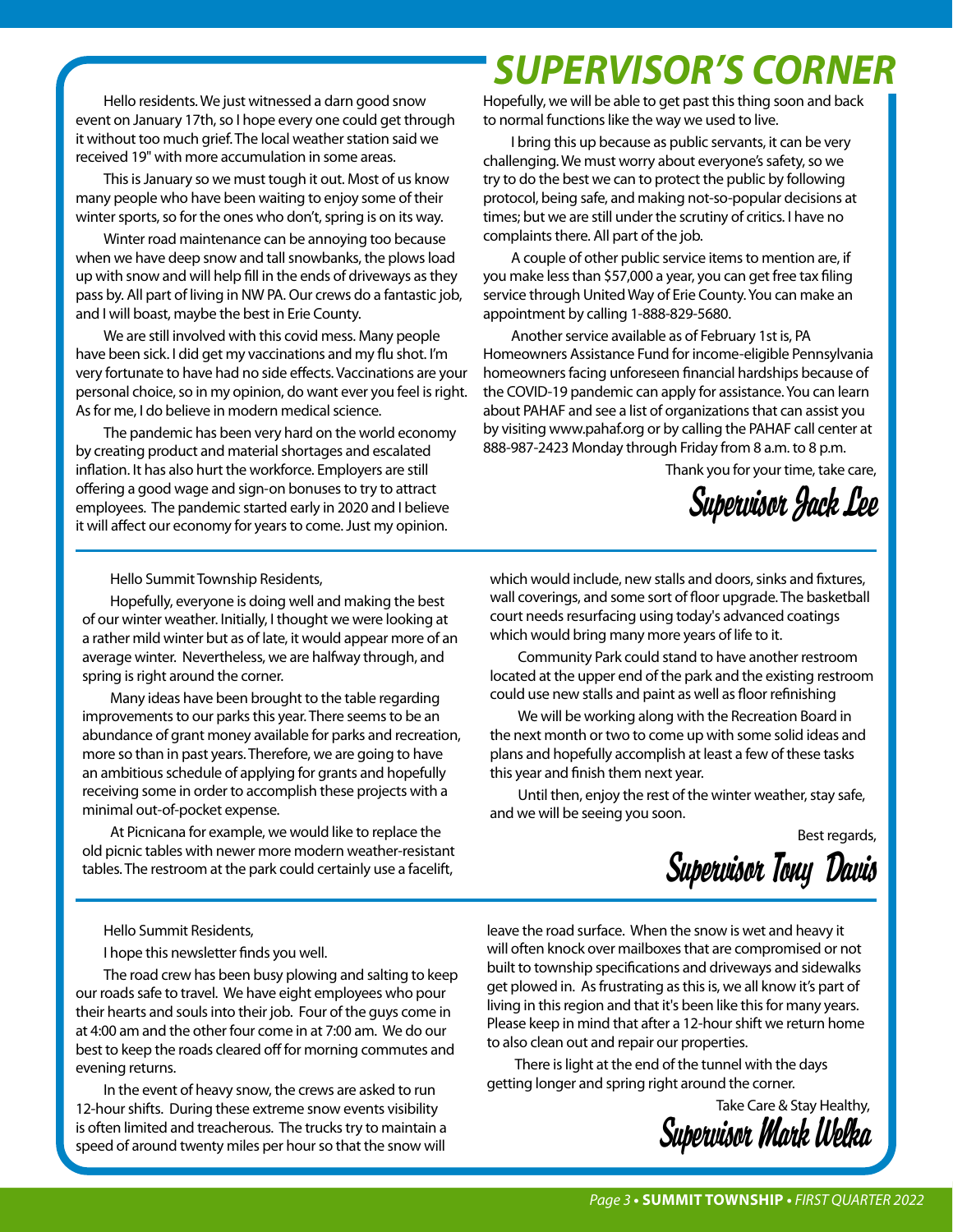# SUPERVISOR'S CORNER

Hello residents. We just witnessed a darn good snow event on January 17th, so I hope every one could get through it without too much grief. The local weather station said we received 19" with more accumulation in some areas.

This is January so we must tough it out. Most of us know many people who have been waiting to enjoy some of their winter sports, so for the ones who don't, spring is on its way.

Winter road maintenance can be annoying too because when we have deep snow and tall snowbanks, the plows load up with snow and will help fill in the ends of driveways as they pass by. All part of living in NW PA. Our crews do a fantastic job, and I will boast, maybe the best in Erie County.

We are still involved with this covid mess. Many people have been sick. I did get my vaccinations and my flu shot. I'm very fortunate to have had no side effects. Vaccinations are your personal choice, so in my opinion, do want ever you feel is right. As for me, I do believe in modern medical science.

The pandemic has been very hard on the world economy by creating product and material shortages and escalated inflation. It has also hurt the workforce. Employers are still offering a good wage and sign-on bonuses to try to attract employees. The pandemic started early in 2020 and I believe it will affect our economy for years to come. Just my opinion. Hopefully, we will be able to get past this thing soon and back to normal functions like the way we used to live.

I bring this up because as public servants, it can be very challenging. We must worry about everyone's safety, so we try to do the best we can to protect the public by following protocol, being safe, and making not-so-popular decisions at times; but we are still under the scrutiny of critics. I have no complaints there. All part of the job.

A couple of other public service items to mention are, if you make less than $57,000 a year, you can get free tax filing service through United Way of Erie County. You can make an appointment by calling 1-888-829-5680.

Another service available as of February 1st is, PA Homeowners Assistance Fund for income-eligible Pennsylvania homeowners facing unforeseen financial hardships because of the COVID-19 pandemic can apply for assistance. You can learn about PAHAF and see a list of organizations that can assist you by visiting www.pahaf.org or by calling the PAHAF call center at 888-987-2423 Monday through Friday from 8 a.m. to 8 p.m.

Thank you for your time, take care,

*Supervisor Jack Lee*

---

Hello Summit Township Residents,

Hopefully, everyone is doing well and making the best of our winter weather. Initially, I thought we were looking at a rather mild winter but as of late, it would appear more of an average winter. Nevertheless, we are halfway through, and spring is right around the corner.

Many ideas have been brought to the table regarding improvements to our parks this year. There seems to be an abundance of grant money available for parks and recreation, more so than in past years. Therefore, we are going to have an ambitious schedule of applying for grants and hopefully receiving some in order to accomplish these projects with a minimal out-of-pocket expense.

At Picnicana for example, we would like to replace the old picnic tables with newer more modern weather-resistant tables. The restroom at the park could certainly use a facelift, which would include, new stalls and doors, sinks and fixtures, wall coverings, and some sort of floor upgrade. The basketball court needs resurfacing using today's advanced coatings which would bring many more years of life to it.

Community Park could stand to have another restroom located at the upper end of the park and the existing restroom could use new stalls and paint as well as floor refinishing

We will be working along with the Recreation Board in the next month or two to come up with some solid ideas and plans and hopefully accomplish at least a few of these tasks this year and finish them next year.

Until then, enjoy the rest of the winter weather, stay safe, and we will be seeing you soon.

Best regards,

*Supervisor Tony Davis*

---

Hello Summit Residents,

I hope this newsletter finds you well.

The road crew has been busy plowing and salting to keep our roads safe to travel. We have eight employees who pour their hearts and souls into their job. Four of the guys come in at 4:00 am and the other four come in at 7:00 am. We do our best to keep the roads cleared off for morning commutes and evening returns.

In the event of heavy snow, the crews are asked to run 12-hour shifts. During these extreme snow events visibility is often limited and treacherous. The trucks try to maintain a speed of around twenty miles per hour so that the snow will leave the road surface. When the snow is wet and heavy it will often knock over mailboxes that are compromised or not built to township specifications and driveways and sidewalks get plowed in. As frustrating as this is, we all know it's part of living in this region and that it's been like this for many years. Please keep in mind that after a 12-hour shift we return home to also clean out and repair our properties.

There is light at the end of the tunnel with the days getting longer and spring right around the corner.

Take Care & Stay Healthy,

*Supervisor Mark Welka*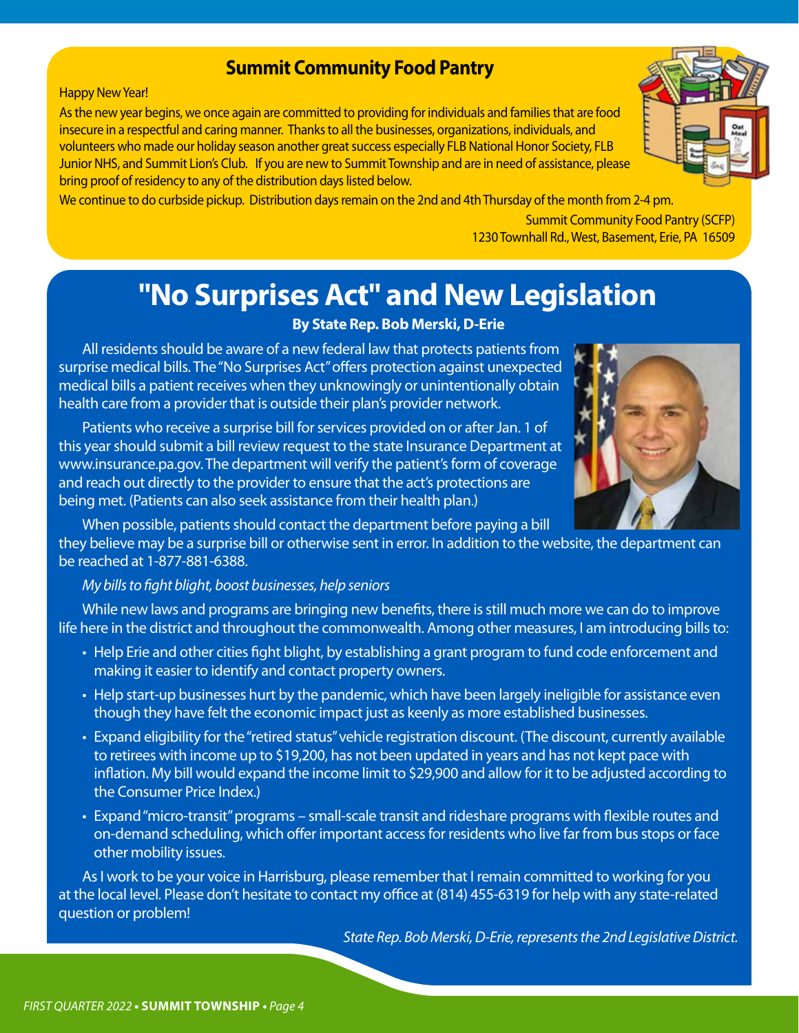## Summit Community Food Pantry

Happy New Year!

As the new year begins, we once again are committed to providing for individuals and families that are food insecure in a respectful and caring manner. Thanks to all the businesses, organizations, individuals, and volunteers who made our holiday season another great success especially FLB National Honor Society, FLB Junior NHS, and Summit Lion's Club. If you are new to Summit Township and are in need of assistance, please bring proof of residency to any of the distribution days listed below.

We continue to do curbside pickup. Distribution days remain on the 2nd and 4th Thursday of the month from 2-4 pm.

Summit Community Food Pantry (SCFP)
1230 Townhall Rd., West, Basement, Erie, PA 16509

# "No Surprises Act" and New Legislation

**By State Rep. Bob Merski, D-Erie**

All residents should be aware of a new federal law that protects patients from surprise medical bills. The "No Surprises Act" offers protection against unexpected medical bills a patient receives when they unknowingly or unintentionally obtain health care from a provider that is outside their plan's provider network.

Patients who receive a surprise bill for services provided on or after Jan. 1 of this year should submit a bill review request to the state Insurance Department at www.insurance.pa.gov. The department will verify the patient's form of coverage and reach out directly to the provider to ensure that the act's protections are being met. (Patients can also seek assistance from their health plan.)

When possible, patients should contact the department before paying a bill they believe may be a surprise bill or otherwise sent in error. In addition to the website, the department can be reached at 1-877-881-6388.

*My bills to fight blight, boost businesses, help seniors*

While new laws and programs are bringing new benefits, there is still much more we can do to improve life here in the district and throughout the commonwealth. Among other measures, I am introducing bills to:

- Help Erie and other cities fight blight, by establishing a grant program to fund code enforcement and making it easier to identify and contact property owners.
- Help start-up businesses hurt by the pandemic, which have been largely ineligible for assistance even though they have felt the economic impact just as keenly as more established businesses.
- Expand eligibility for the "retired status" vehicle registration discount. (The discount, currently available to retirees with income up to $19,200, has not been updated in years and has not kept pace with inflation. My bill would expand the income limit to $29,900 and allow for it to be adjusted according to the Consumer Price Index.)
- Expand "micro-transit" programs – small-scale transit and rideshare programs with flexible routes and on-demand scheduling, which offer important access for residents who live far from bus stops or face other mobility issues.

As I work to be your voice in Harrisburg, please remember that I remain committed to working for you at the local level. Please don't hesitate to contact my office at (814) 455-6319 for help with any state-related question or problem!

*State Rep. Bob Merski, D-Erie, represents the 2nd Legislative District.*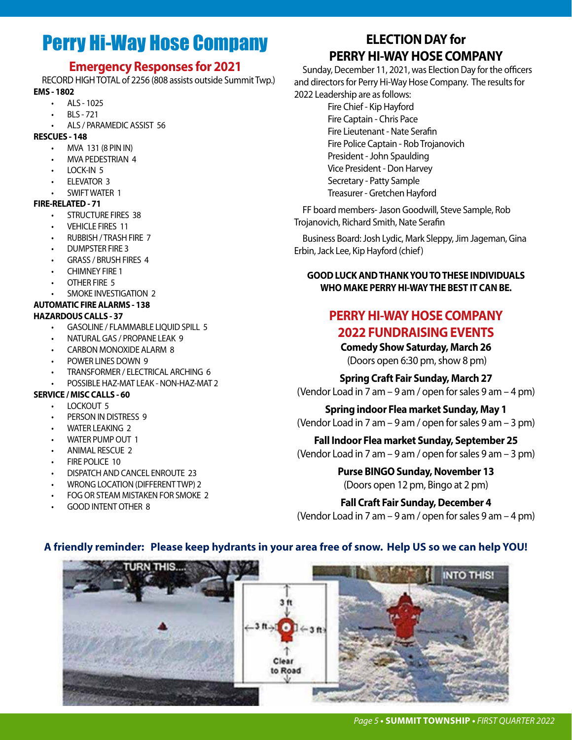# Perry Hi-Way Hose Company

## Emergency Responses for 2021

RECORD HIGH TOTAL of 2256 (808 assists outside Summit Twp.)

**EMS - 1802**

- ALS - 1025
- BLS - 721
- ALS / PARAMEDIC ASSIST 56

**RESCUES - 148**

- MVA 131 (8 PIN IN)
- MVA PEDESTRIAN 4
- LOCK-IN 5
- ELEVATOR 3
- SWIFT WATER 1

**FIRE-RELATED - 71**

- STRUCTURE FIRES 38
- VEHICLE FIRES 11
- RUBBISH / TRASH FIRE 7
- DUMPSTER FIRE 3
- GRASS / BRUSH FIRES 4
- CHIMNEY FIRE 1
- OTHER FIRE 5
- SMOKE INVESTIGATION 2

**AUTOMATIC FIRE ALARMS - 138**

**HAZARDOUS CALLS - 37**

- GASOLINE / FLAMMABLE LIQUID SPILL 5
- NATURAL GAS / PROPANE LEAK 9
- CARBON MONOXIDE ALARM 8
- POWER LINES DOWN 9
- TRANSFORMER / ELECTRICAL ARCHING 6
- POSSIBLE HAZ-MAT LEAK - NON-HAZ-MAT 2

**SERVICE / MISC CALLS - 60**

- LOCKOUT 5
- PERSON IN DISTRESS 9
- WATER LEAKING 2
- WATER PUMP OUT 1
- ANIMAL RESCUE 2
- FIRE POLICE 10
- DISPATCH AND CANCEL ENROUTE 23
- WRONG LOCATION (DIFFERENT TWP) 2
- FOG OR STEAM MISTAKEN FOR SMOKE 2
- GOOD INTENT OTHER 8

## ELECTION DAY for PERRY HI-WAY HOSE COMPANY

Sunday, December 11, 2021, was Election Day for the officers and directors for Perry Hi-Way Hose Company. The results for 2022 Leadership are as follows:

Fire Chief - Kip Hayford
Fire Captain - Chris Pace
Fire Lieutenant - Nate Serafin
Fire Police Captain - Rob Trojanovich
President - John Spaulding
Vice President - Don Harvey
Secretary - Patty Sample
Treasurer - Gretchen Hayford

FF board members- Jason Goodwill, Steve Sample, Rob Trojanovich, Richard Smith, Nate Serafin

Business Board: Josh Lydic, Mark Sleppy, Jim Jageman, Gina Erbin, Jack Lee, Kip Hayford (chief)

**GOOD LUCK AND THANK YOU TO THESE INDIVIDUALS WHO MAKE PERRY HI-WAY THE BEST IT CAN BE.**

## PERRY HI-WAY HOSE COMPANY 2022 FUNDRAISING EVENTS

**Comedy Show Saturday, March 26**
(Doors open 6:30 pm, show 8 pm)

**Spring Craft Fair Sunday, March 27**
(Vendor Load in 7 am – 9 am / open for sales 9 am – 4 pm)

**Spring indoor Flea market Sunday, May 1**
(Vendor Load in 7 am – 9 am / open for sales 9 am – 3 pm)

**Fall Indoor Flea market Sunday, September 25**
(Vendor Load in 7 am – 9 am / open for sales 9 am – 3 pm)

**Purse BINGO Sunday, November 13**
(Doors open 12 pm, Bingo at 2 pm)

**Fall Craft Fair Sunday, December 4**
(Vendor Load in 7 am – 9 am / open for sales 9 am – 4 pm)

**A friendly reminder: Please keep hydrants in your area free of snow. Help US so we can help YOU!**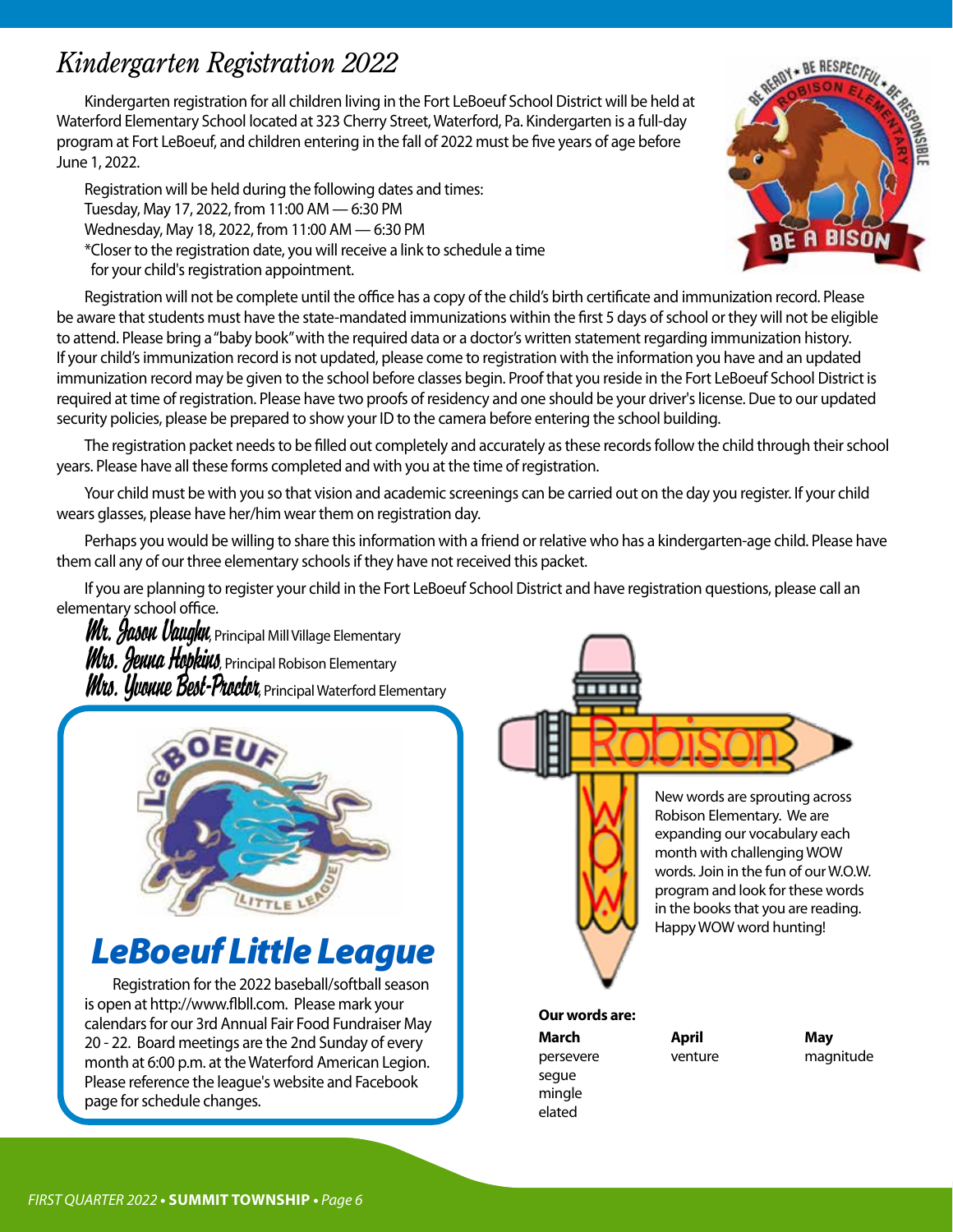# *Kindergarten Registration 2022*

Kindergarten registration for all children living in the Fort LeBoeuf School District will be held at Waterford Elementary School located at 323 Cherry Street, Waterford, Pa. Kindergarten is a full-day program at Fort LeBoeuf, and children entering in the fall of 2022 must be five years of age before June 1, 2022.

Registration will be held during the following dates and times:
Tuesday, May 17, 2022, from 11:00 AM — 6:30 PM
Wednesday, May 18, 2022, from 11:00 AM — 6:30 PM
*Closer to the registration date, you will receive a link to schedule a time for your child's registration appointment.

Registration will not be complete until the office has a copy of the child's birth certificate and immunization record. Please be aware that students must have the state-mandated immunizations within the first 5 days of school or they will not be eligible to attend. Please bring a "baby book" with the required data or a doctor's written statement regarding immunization history. If your child's immunization record is not updated, please come to registration with the information you have and an updated immunization record may be given to the school before classes begin. Proof that you reside in the Fort LeBoeuf School District is required at time of registration. Please have two proofs of residency and one should be your driver's license. Due to our updated security policies, please be prepared to show your ID to the camera before entering the school building.

The registration packet needs to be filled out completely and accurately as these records follow the child through their school years. Please have all these forms completed and with you at the time of registration.

Your child must be with you so that vision and academic screenings can be carried out on the day you register. If your child wears glasses, please have her/him wear them on registration day.

Perhaps you would be willing to share this information with a friend or relative who has a kindergarten-age child. Please have them call any of our three elementary schools if they have not received this packet.

If you are planning to register your child in the Fort LeBoeuf School District and have registration questions, please call an elementary school office.

*Mr. Jason Vaughn*, Principal Mill Village Elementary
*Mrs. Jenna Hopkins*, Principal Robison Elementary
*Mrs. Yvonne Best-Proctor*, Principal Waterford Elementary

## *LeBoeuf Little League*

Registration for the 2022 baseball/softball season is open at http://www.flbll.com. Please mark your calendars for our 3rd Annual Fair Food Fundraiser May 20 - 22. Board meetings are the 2nd Sunday of every month at 6:00 p.m. at the Waterford American Legion. Please reference the league's website and Facebook page for schedule changes.

## Robison W.O.W.

New words are sprouting across Robison Elementary. We are expanding our vocabulary each month with challenging WOW words. Join in the fun of our W.O.W. program and look for these words in the books that you are reading. Happy WOW word hunting!

**Our words are:**

| March | April | May |
|---|---|---|
| persevere | venture | magnitude |
| segue | | |
| mingle | | |
| elated | | |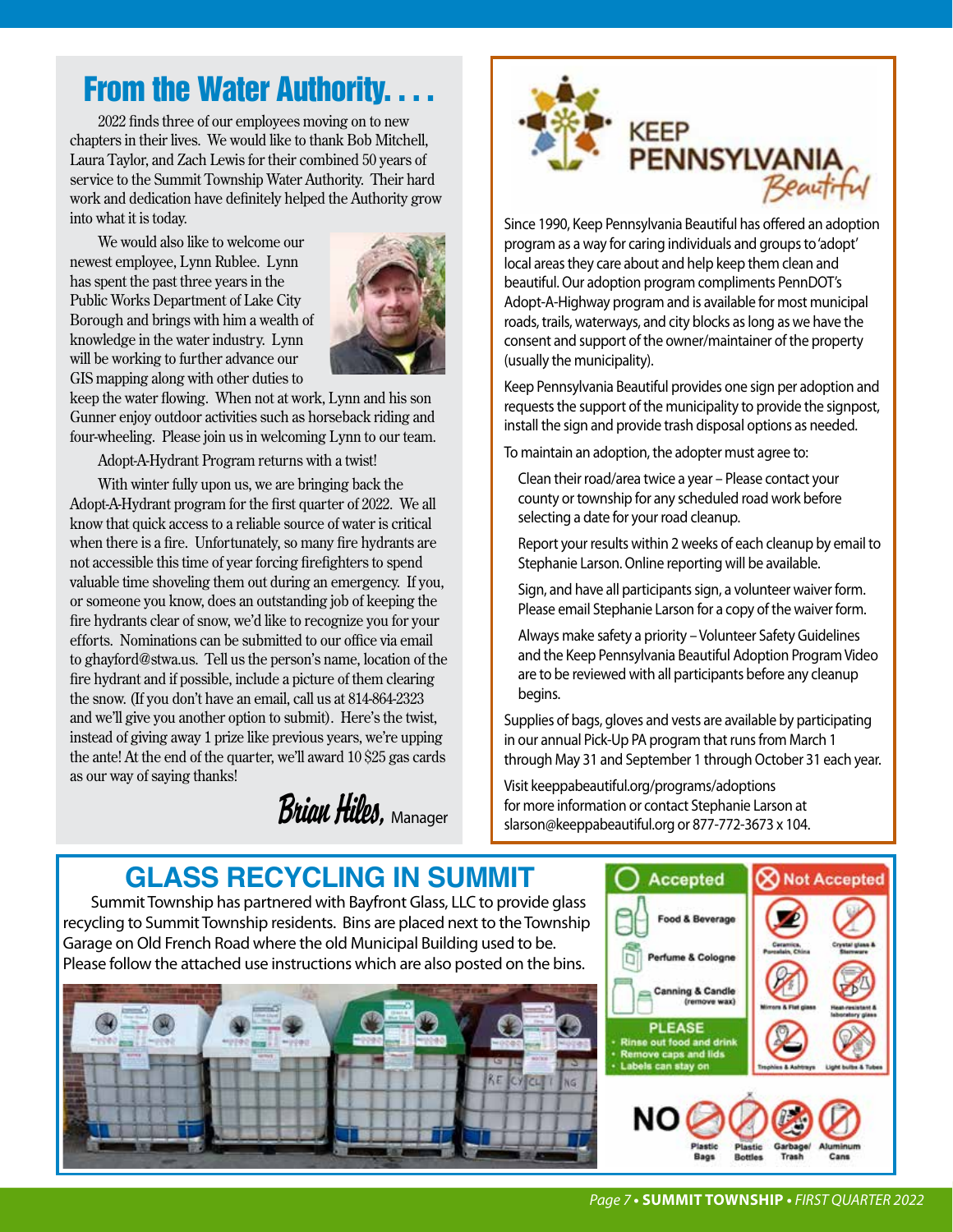## From the Water Authority. . . .

2022 finds three of our employees moving on to new chapters in their lives. We would like to thank Bob Mitchell, Laura Taylor, and Zach Lewis for their combined 50 years of service to the Summit Township Water Authority. Their hard work and dedication have definitely helped the Authority grow into what it is today.

We would also like to welcome our newest employee, Lynn Rublee. Lynn has spent the past three years in the Public Works Department of Lake City Borough and brings with him a wealth of knowledge in the water industry. Lynn will be working to further advance our GIS mapping along with other duties to keep the water flowing. When not at work, Lynn and his son Gunner enjoy outdoor activities such as horseback riding and four-wheeling. Please join us in welcoming Lynn to our team.

Adopt-A-Hydrant Program returns with a twist!

With winter fully upon us, we are bringing back the Adopt-A-Hydrant program for the first quarter of 2022. We all know that quick access to a reliable source of water is critical when there is a fire. Unfortunately, so many fire hydrants are not accessible this time of year forcing firefighters to spend valuable time shoveling them out during an emergency. If you, or someone you know, does an outstanding job of keeping the fire hydrants clear of snow, we'd like to recognize you for your efforts. Nominations can be submitted to our office via email to ghayford@stwa.us. Tell us the person's name, location of the fire hydrant and if possible, include a picture of them clearing the snow. (If you don't have an email, call us at 814-864-2323 and we'll give you another option to submit). Here's the twist, instead of giving away 1 prize like previous years, we're upping the ante! At the end of the quarter, we'll award 10 $25 gas cards as our way of saying thanks!

*Brian Hiles*, Manager

## KEEP PENNSYLVANIA *Beautiful*

Since 1990, Keep Pennsylvania Beautiful has offered an adoption program as a way for caring individuals and groups to 'adopt' local areas they care about and help keep them clean and beautiful. Our adoption program compliments PennDOT's Adopt-A-Highway program and is available for most municipal roads, trails, waterways, and city blocks as long as we have the consent and support of the owner/maintainer of the property (usually the municipality).

Keep Pennsylvania Beautiful provides one sign per adoption and requests the support of the municipality to provide the signpost, install the sign and provide trash disposal options as needed.

To maintain an adoption, the adopter must agree to:

- Clean their road/area twice a year – Please contact your county or township for any scheduled road work before selecting a date for your road cleanup.
- Report your results within 2 weeks of each cleanup by email to Stephanie Larson. Online reporting will be available.
- Sign, and have all participants sign, a volunteer waiver form. Please email Stephanie Larson for a copy of the waiver form.
- Always make safety a priority – Volunteer Safety Guidelines and the Keep Pennsylvania Beautiful Adoption Program Video are to be reviewed with all participants before any cleanup begins.

Supplies of bags, gloves and vests are available by participating in our annual Pick-Up PA program that runs from March 1 through May 31 and September 1 through October 31 each year.

Visit keeppabeautiful.org/programs/adoptions for more information or contact Stephanie Larson at slarson@keeppabeautiful.org or 877-772-3673 x 104.

## GLASS RECYCLING IN SUMMIT

Summit Township has partnered with Bayfront Glass, LLC to provide glass recycling to Summit Township residents. Bins are placed next to the Township Garage on Old French Road where the old Municipal Building used to be. Please follow the attached use instructions which are also posted on the bins.

**Accepted**

- Food & Beverage
- Perfume & Cologne
- Canning & Candle (remove wax)

**PLEASE**

- Rinse out food and drink
- Remove caps and lids
- Labels can stay on

**Not Accepted**

- Ceramics, Porcelain, China
- Crystal glass & Stemware
- Mirrors & Flat glass
- Heat-resistant & laboratory glass
- Trophies & Ashtrays
- Light bulbs & Tubes

**NO** Plastic Bags, Plastic Bottles, Garbage/Trash, Aluminum Cans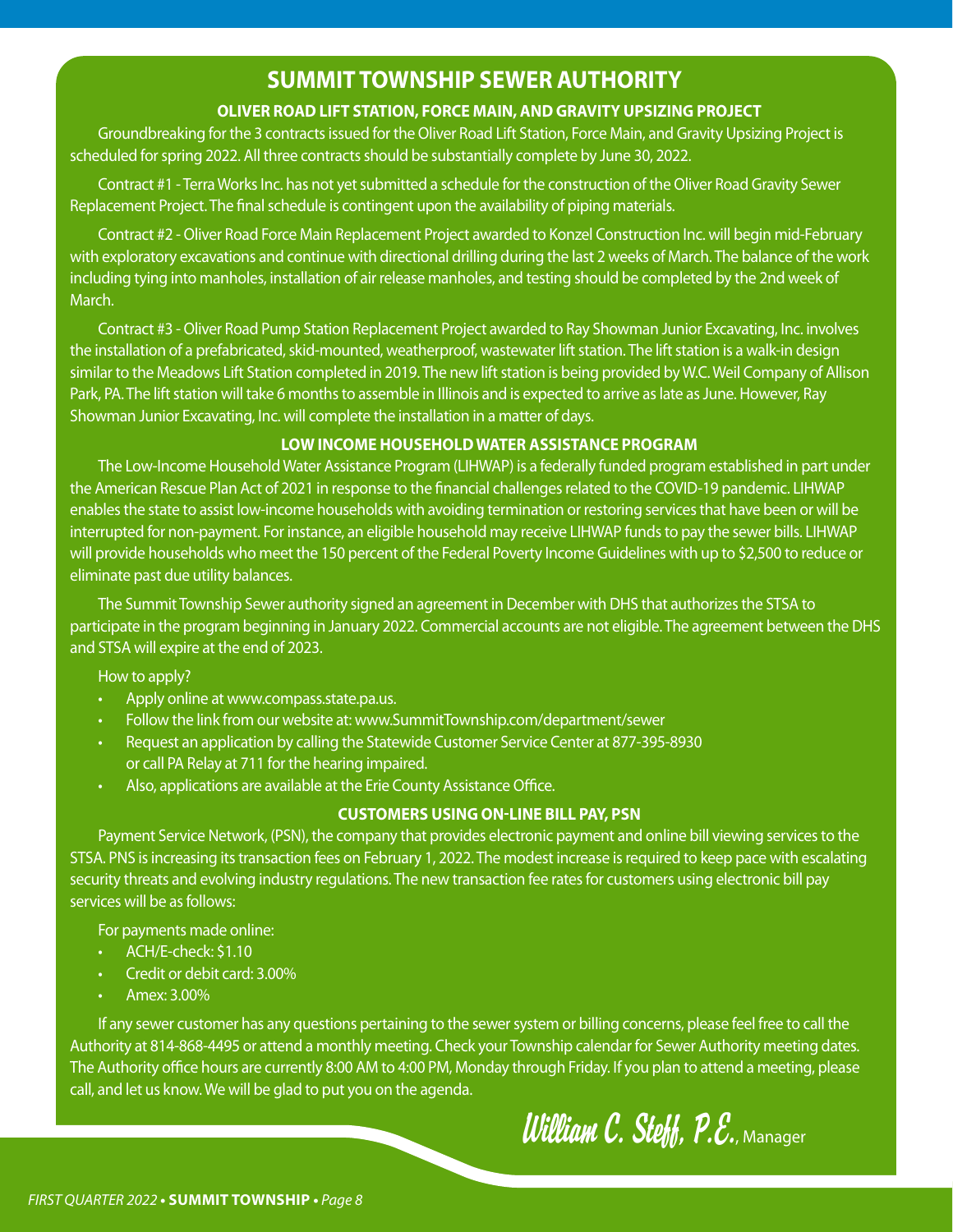# SUMMIT TOWNSHIP SEWER AUTHORITY

## OLIVER ROAD LIFT STATION, FORCE MAIN, AND GRAVITY UPSIZING PROJECT

Groundbreaking for the 3 contracts issued for the Oliver Road Lift Station, Force Main, and Gravity Upsizing Project is scheduled for spring 2022. All three contracts should be substantially complete by June 30, 2022.

Contract #1 - Terra Works Inc. has not yet submitted a schedule for the construction of the Oliver Road Gravity Sewer Replacement Project. The final schedule is contingent upon the availability of piping materials.

Contract #2 - Oliver Road Force Main Replacement Project awarded to Konzel Construction Inc. will begin mid-February with exploratory excavations and continue with directional drilling during the last 2 weeks of March. The balance of the work including tying into manholes, installation of air release manholes, and testing should be completed by the 2nd week of March.

Contract #3 - Oliver Road Pump Station Replacement Project awarded to Ray Showman Junior Excavating, Inc. involves the installation of a prefabricated, skid-mounted, weatherproof, wastewater lift station. The lift station is a walk-in design similar to the Meadows Lift Station completed in 2019. The new lift station is being provided by W.C. Weil Company of Allison Park, PA. The lift station will take 6 months to assemble in Illinois and is expected to arrive as late as June. However, Ray Showman Junior Excavating, Inc. will complete the installation in a matter of days.

## LOW INCOME HOUSEHOLD WATER ASSISTANCE PROGRAM

The Low-Income Household Water Assistance Program (LIHWAP) is a federally funded program established in part under the American Rescue Plan Act of 2021 in response to the financial challenges related to the COVID-19 pandemic. LIHWAP enables the state to assist low-income households with avoiding termination or restoring services that have been or will be interrupted for non-payment. For instance, an eligible household may receive LIHWAP funds to pay the sewer bills. LIHWAP will provide households who meet the 150 percent of the Federal Poverty Income Guidelines with up to $2,500 to reduce or eliminate past due utility balances.

The Summit Township Sewer authority signed an agreement in December with DHS that authorizes the STSA to participate in the program beginning in January 2022. Commercial accounts are not eligible. The agreement between the DHS and STSA will expire at the end of 2023.

How to apply?

- Apply online at www.compass.state.pa.us.
- Follow the link from our website at: www.SummitTownship.com/department/sewer
- Request an application by calling the Statewide Customer Service Center at 877-395-8930 or call PA Relay at 711 for the hearing impaired.
- Also, applications are available at the Erie County Assistance Office.

## CUSTOMERS USING ON-LINE BILL PAY, PSN

Payment Service Network, (PSN), the company that provides electronic payment and online bill viewing services to the STSA. PNS is increasing its transaction fees on February 1, 2022. The modest increase is required to keep pace with escalating security threats and evolving industry regulations. The new transaction fee rates for customers using electronic bill pay services will be as follows:

For payments made online:

- ACH/E-check: $1.10
- Credit or debit card: 3.00%
- Amex: 3.00%

If any sewer customer has any questions pertaining to the sewer system or billing concerns, please feel free to call the Authority at 814-868-4495 or attend a monthly meeting. Check your Township calendar for Sewer Authority meeting dates. The Authority office hours are currently 8:00 AM to 4:00 PM, Monday through Friday. If you plan to attend a meeting, please call, and let us know. We will be glad to put you on the agenda.

*William C. Steff, P.E.*, Manager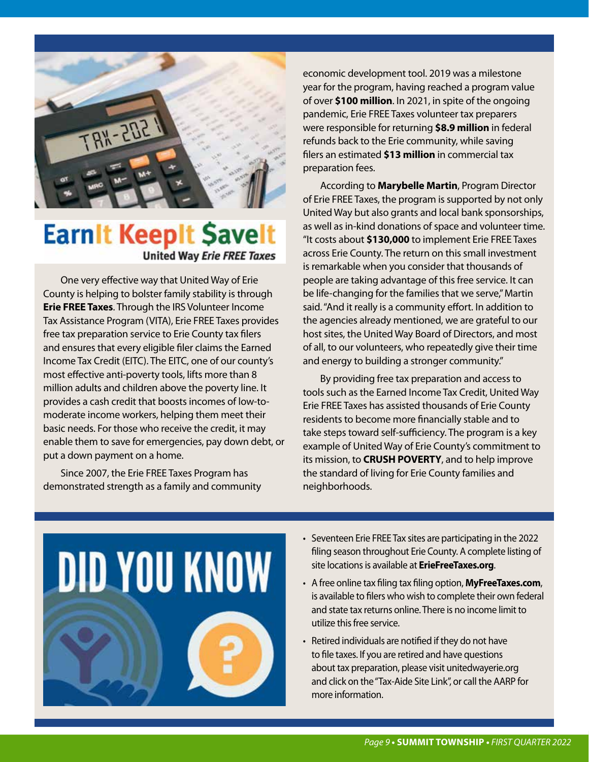# EarnIt KeepIt $aveIt

**United Way *Erie FREE Taxes***

One very effective way that United Way of Erie County is helping to bolster family stability is through **Erie FREE Taxes**. Through the IRS Volunteer Income Tax Assistance Program (VITA), Erie FREE Taxes provides free tax preparation service to Erie County tax filers and ensures that every eligible filer claims the Earned Income Tax Credit (EITC). The EITC, one of our county's most effective anti-poverty tools, lifts more than 8 million adults and children above the poverty line. It provides a cash credit that boosts incomes of low-to-moderate income workers, helping them meet their basic needs. For those who receive the credit, it may enable them to save for emergencies, pay down debt, or put a down payment on a home.

Since 2007, the Erie FREE Taxes Program has demonstrated strength as a family and community economic development tool. 2019 was a milestone year for the program, having reached a program value of over **$100 million**. In 2021, in spite of the ongoing pandemic, Erie FREE Taxes volunteer tax preparers were responsible for returning **$8.9 million** in federal refunds back to the Erie community, while saving filers an estimated **$13 million** in commercial tax preparation fees.

According to **Marybelle Martin**, Program Director of Erie FREE Taxes, the program is supported by not only United Way but also grants and local bank sponsorships, as well as in-kind donations of space and volunteer time. "It costs about **$130,000** to implement Erie FREE Taxes across Erie County. The return on this small investment is remarkable when you consider that thousands of people are taking advantage of this free service. It can be life-changing for the families that we serve," Martin said. "And it really is a community effort. In addition to the agencies already mentioned, we are grateful to our host sites, the United Way Board of Directors, and most of all, to our volunteers, who repeatedly give their time and energy to building a stronger community."

By providing free tax preparation and access to tools such as the Earned Income Tax Credit, United Way Erie FREE Taxes has assisted thousands of Erie County residents to become more financially stable and to take steps toward self-sufficiency. The program is a key example of United Way of Erie County's commitment to its mission, to **CRUSH POVERTY**, and to help improve the standard of living for Erie County families and neighborhoods.

## DID YOU KNOW

- Seventeen Erie FREE Tax sites are participating in the 2022 filing season throughout Erie County. A complete listing of site locations is available at **ErieFreeTaxes.org**.
- A free online tax filing tax filing option, **MyFreeTaxes.com**, is available to filers who wish to complete their own federal and state tax returns online. There is no income limit to utilize this free service.
- Retired individuals are notified if they do not have to file taxes. If you are retired and have questions about tax preparation, please visit unitedwayerie.org and click on the "Tax-Aide Site Link", or call the AARP for more information.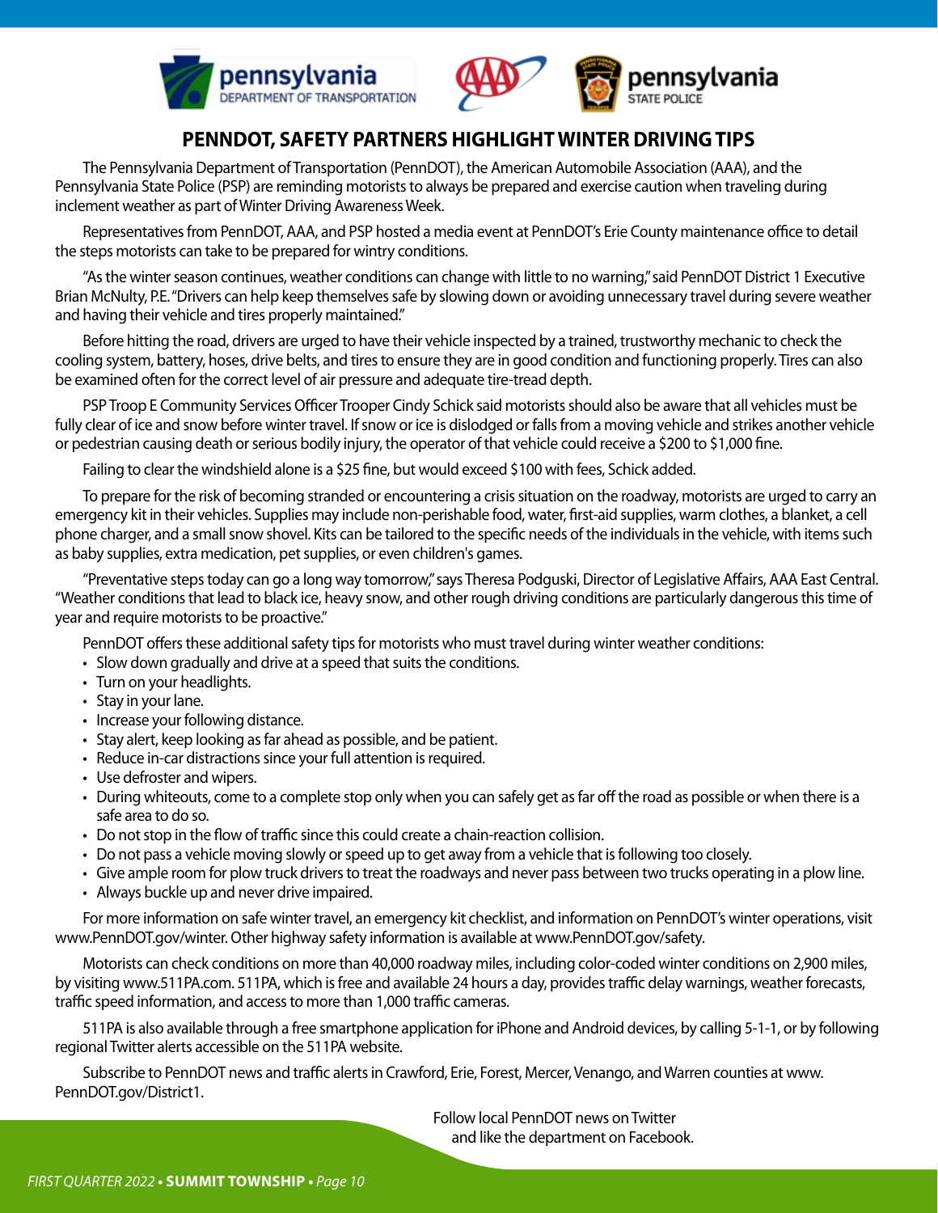## PENNDOT, SAFETY PARTNERS HIGHLIGHT WINTER DRIVING TIPS

The Pennsylvania Department of Transportation (PennDOT), the American Automobile Association (AAA), and the Pennsylvania State Police (PSP) are reminding motorists to always be prepared and exercise caution when traveling during inclement weather as part of Winter Driving Awareness Week.

Representatives from PennDOT, AAA, and PSP hosted a media event at PennDOT's Erie County maintenance office to detail the steps motorists can take to be prepared for wintry conditions.

"As the winter season continues, weather conditions can change with little to no warning," said PennDOT District 1 Executive Brian McNulty, P.E. "Drivers can help keep themselves safe by slowing down or avoiding unnecessary travel during severe weather and having their vehicle and tires properly maintained."

Before hitting the road, drivers are urged to have their vehicle inspected by a trained, trustworthy mechanic to check the cooling system, battery, hoses, drive belts, and tires to ensure they are in good condition and functioning properly. Tires can also be examined often for the correct level of air pressure and adequate tire-tread depth.

PSP Troop E Community Services Officer Trooper Cindy Schick said motorists should also be aware that all vehicles must be fully clear of ice and snow before winter travel. If snow or ice is dislodged or falls from a moving vehicle and strikes another vehicle or pedestrian causing death or serious bodily injury, the operator of that vehicle could receive a $200 to $1,000 fine.

Failing to clear the windshield alone is a $25 fine, but would exceed $100 with fees, Schick added.

To prepare for the risk of becoming stranded or encountering a crisis situation on the roadway, motorists are urged to carry an emergency kit in their vehicles. Supplies may include non-perishable food, water, first-aid supplies, warm clothes, a blanket, a cell phone charger, and a small snow shovel. Kits can be tailored to the specific needs of the individuals in the vehicle, with items such as baby supplies, extra medication, pet supplies, or even children's games.

"Preventative steps today can go a long way tomorrow," says Theresa Podguski, Director of Legislative Affairs, AAA East Central. "Weather conditions that lead to black ice, heavy snow, and other rough driving conditions are particularly dangerous this time of year and require motorists to be proactive."

PennDOT offers these additional safety tips for motorists who must travel during winter weather conditions:

- Slow down gradually and drive at a speed that suits the conditions.
- Turn on your headlights.
- Stay in your lane.
- Increase your following distance.
- Stay alert, keep looking as far ahead as possible, and be patient.
- Reduce in-car distractions since your full attention is required.
- Use defroster and wipers.
- During whiteouts, come to a complete stop only when you can safely get as far off the road as possible or when there is a safe area to do so.
- Do not stop in the flow of traffic since this could create a chain-reaction collision.
- Do not pass a vehicle moving slowly or speed up to get away from a vehicle that is following too closely.
- Give ample room for plow truck drivers to treat the roadways and never pass between two trucks operating in a plow line.
- Always buckle up and never drive impaired.

For more information on safe winter travel, an emergency kit checklist, and information on PennDOT's winter operations, visit www.PennDOT.gov/winter. Other highway safety information is available at www.PennDOT.gov/safety.

Motorists can check conditions on more than 40,000 roadway miles, including color-coded winter conditions on 2,900 miles, by visiting www.511PA.com. 511PA, which is free and available 24 hours a day, provides traffic delay warnings, weather forecasts, traffic speed information, and access to more than 1,000 traffic cameras.

511PA is also available through a free smartphone application for iPhone and Android devices, by calling 5-1-1, or by following regional Twitter alerts accessible on the 511PA website.

Subscribe to PennDOT news and traffic alerts in Crawford, Erie, Forest, Mercer, Venango, and Warren counties at www.PennDOT.gov/District1.

Follow local PennDOT news on Twitter and like the department on Facebook.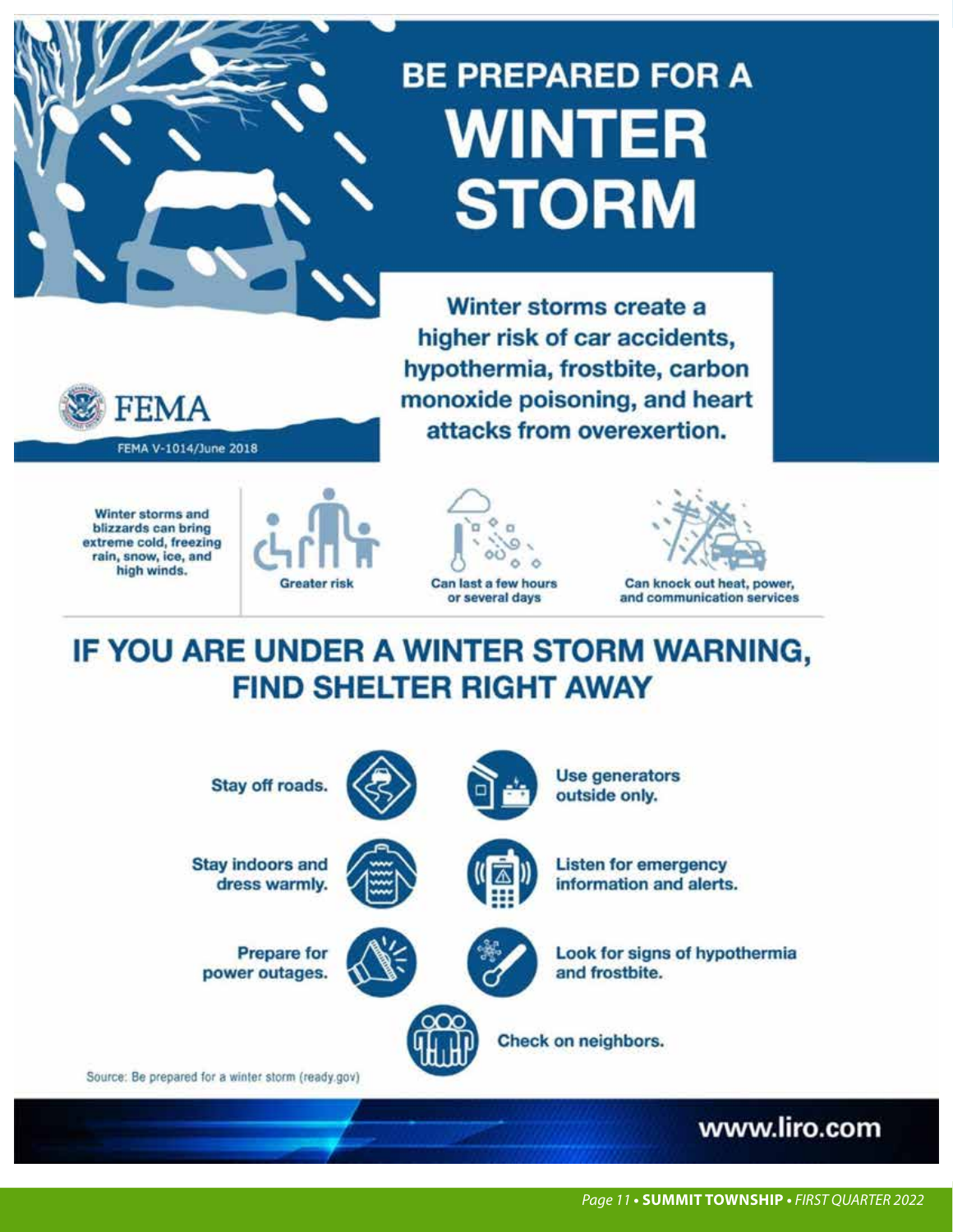# BE PREPARED FOR A WINTER STORM

FEMA

FEMA V-1014/June 2018

**Winter storms create a higher risk of car accidents, hypothermia, frostbite, carbon monoxide poisoning, and heart attacks from overexertion.**

**Winter storms and blizzards can bring extreme cold, freezing rain, snow, ice, and high winds.**

**Greater risk**

**Can last a few hours or several days**

**Can knock out heat, power, and communication services**

## IF YOU ARE UNDER A WINTER STORM WARNING, FIND SHELTER RIGHT AWAY

- **Stay off roads.**
- **Stay indoors and dress warmly.**
- **Prepare for power outages.**
- **Use generators outside only.**
- **Listen for emergency information and alerts.**
- **Look for signs of hypothermia and frostbite.**
- **Check on neighbors.**

Source: Be prepared for a winter storm (ready.gov)

www.liro.com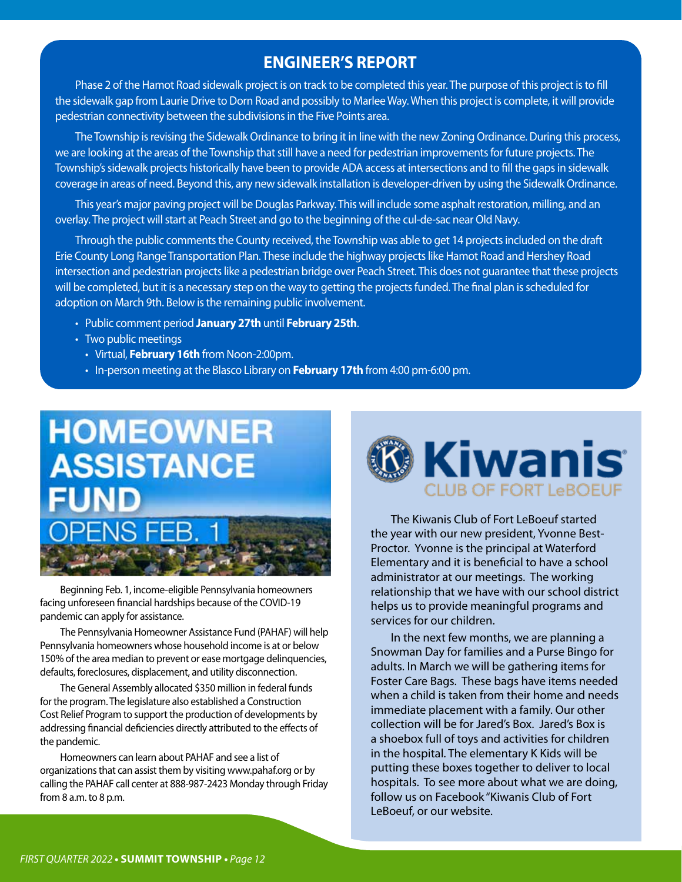## ENGINEER'S REPORT

Phase 2 of the Hamot Road sidewalk project is on track to be completed this year. The purpose of this project is to fill the sidewalk gap from Laurie Drive to Dorn Road and possibly to Marlee Way. When this project is complete, it will provide pedestrian connectivity between the subdivisions in the Five Points area.

The Township is revising the Sidewalk Ordinance to bring it in line with the new Zoning Ordinance. During this process, we are looking at the areas of the Township that still have a need for pedestrian improvements for future projects. The Township's sidewalk projects historically have been to provide ADA access at intersections and to fill the gaps in sidewalk coverage in areas of need. Beyond this, any new sidewalk installation is developer-driven by using the Sidewalk Ordinance.

This year's major paving project will be Douglas Parkway. This will include some asphalt restoration, milling, and an overlay. The project will start at Peach Street and go to the beginning of the cul-de-sac near Old Navy.

Through the public comments the County received, the Township was able to get 14 projects included on the draft Erie County Long Range Transportation Plan. These include the highway projects like Hamot Road and Hershey Road intersection and pedestrian projects like a pedestrian bridge over Peach Street. This does not guarantee that these projects will be completed, but it is a necessary step on the way to getting the projects funded. The final plan is scheduled for adoption on March 9th. Below is the remaining public involvement.

- Public comment period **January 27th** until **February 25th**.
- Two public meetings
  - Virtual, **February 16th** from Noon-2:00pm.
  - In-person meeting at the Blasco Library on **February 17th** from 4:00 pm-6:00 pm.

## HOMEOWNER ASSISTANCE FUND OPENS FEB. 1

Beginning Feb. 1, income-eligible Pennsylvania homeowners facing unforeseen financial hardships because of the COVID-19 pandemic can apply for assistance.

The Pennsylvania Homeowner Assistance Fund (PAHAF) will help Pennsylvania homeowners whose household income is at or below 150% of the area median to prevent or ease mortgage delinquencies, defaults, foreclosures, displacement, and utility disconnection.

The General Assembly allocated $350 million in federal funds for the program. The legislature also established a Construction Cost Relief Program to support the production of developments by addressing financial deficiencies directly attributed to the effects of the pandemic.

Homeowners can learn about PAHAF and see a list of organizations that can assist them by visiting www.pahaf.org or by calling the PAHAF call center at 888-987-2423 Monday through Friday from 8 a.m. to 8 p.m.

## Kiwanis CLUB OF FORT LeBOEUF

The Kiwanis Club of Fort LeBoeuf started the year with our new president, Yvonne Best-Proctor. Yvonne is the principal at Waterford Elementary and it is beneficial to have a school administrator at our meetings. The working relationship that we have with our school district helps us to provide meaningful programs and services for our children.

In the next few months, we are planning a Snowman Day for families and a Purse Bingo for adults. In March we will be gathering items for Foster Care Bags. These bags have items needed when a child is taken from their home and needs immediate placement with a family. Our other collection will be for Jared's Box. Jared's Box is a shoebox full of toys and activities for children in the hospital. The elementary K Kids will be putting these boxes together to deliver to local hospitals. To see more about what we are doing, follow us on Facebook "Kiwanis Club of Fort LeBoeuf, or our website.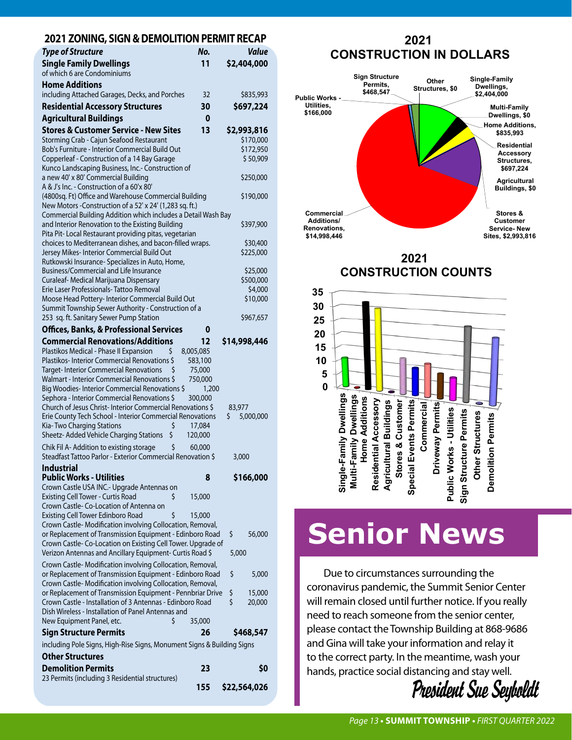## 2021 ZONING, SIGN & DEMOLITION PERMIT RECAP

| *Type of Structure* | *No.* | *Value* |
|---|---|---|
| **Single Family Dwellings** | **11** | **$2,404,000** |
| of which 6 are Condominiums | | |
| **Home Additions** | | |
| including Attached Garages, Decks, and Porches | 32 | $835,993 |
| **Residential Accessory Structures** | **30** | **$697,224** |
| **Agricultural Buildings** | **0** | |
| **Stores & Customer Service - New Sites** | **13** | **$2,993,816** |
| Storming Crab - Cajun Seafood Restaurant | | $170,000 |
| Bob's Furniture - Interior Commercial Build Out | | $172,950 |
| Copperleaf - Construction of a 14 Bay Garage | | $ 50,909 |
| Kunco Landscaping Business, Inc.- Construction of a new 40' x 80' Commercial Building | | $250,000 |
| A & J's Inc. - Construction of a 60'x 80' (4800sq. Ft) Office and Warehouse Commercial Building | | $190,000 |
| New Motors -Construction of a 52' x 24' (1,283 sq. ft.) Commercial Building Addition which includes a Detail Wash Bay and Interior Renovation to the Existing Building | | $397,900 |
| Pita Pit- Local Restaurant providing pitas, vegetarian choices to Mediterranean dishes, and bacon-filled wraps. | | $30,400 |
| Jersey Mikes- Interior Commercial Build Out | | $225,000 |
| Rutkowski Insurance- Specializes in Auto, Home, Business/Commercial and Life Insurance | | $25,000 |
| Curaleaf- Medical Marijuana Dispensary | | $500,000 |
| Erie Laser Professionals- Tattoo Removal | | $4,000 |
| Moose Head Pottery- Interior Commercial Build Out | | $10,000 |
| Summit Township Sewer Authority - Construction of a 253 sq. ft. Sanitary Sewer Pump Station | | $967,657 |
| **Offices, Banks, & Professional Services** | **0** | |
| **Commercial Renovations/Additions** | **12** | **$14,998,446** |
| Plastikos Medical - Phase II Expansion $ 8,005,085 | | |
| Plastikos- Interior Commercial Renovations $ 583,100 | | |
| Target- Interior Commercial Renovations $ 75,000 | | |
| Walmart - Interior Commercial Renovations $ 750,000 | | |
| Big Woodies- Interior Commercial Renovations $ 1,200 | | |
| Sephora - Interior Commercial Renovations $ 300,000 | | |
| Church of Jesus Christ- Interior Commercial Renovations $ 83,977 | | |
| Erie County Tech School - Interior Commercial Renovations $ 5,000,000 | | |
| Kia- Two Charging Stations $ 17,084 | | |
| Sheetz- Added Vehicle Charging Stations $ 120,000 | | |
| Chik Fil A- Addition to existing storage $ 60,000 | | |
| Steadfast Tattoo Parlor - Exterior Commercial Renovation $ 3,000 | | |
| **Industrial** | | |
| **Public Works - Utilities** | **8** | **$166,000** |
| Crown Castle USA INC.- Upgrade Antennas on Existing Cell Tower - Curtis Road $ 15,000 | | |
| Crown Castle- Co-Location of Antenna on Existing Cell Tower Edinboro Road $ 15,000 | | |
| Crown Castle- Modification involving Collocation, Removal, or Replacement of Transmission Equipment - Edinboro Road $ 56,000 | | |
| Crown Castle- Co-Location on Existing Cell Tower. Upgrade of Verizon Antennas and Ancillary Equipment- Curtis Road $ 5,000 | | |
| Crown Castle- Modification involving Collocation, Removal, or Replacement of Transmission Equipment - Edinboro Road $ 5,000 | | |
| Crown Castle- Modification involving Collocation, Removal, or Replacement of Transmission Equipment - Pennbriar Drive $ 15,000 | | |
| Crown Castle - Installation of 3 Antennas - Edinboro Road $ 20,000 | | |
| Dish Wireless - Installation of Panel Antennas and New Equipment Panel, etc. $ 35,000 | | |
| **Sign Structure Permits** | **26** | **$468,547** |
| including Pole Signs, High-Rise Signs, Monument Signs & Building Signs | | |
| **Other Structures** | | |
| **Demolition Permits** | **23** | **$0** |
| 23 Permits (including 3 Residential structures) | | |
| | **155** | **$22,564,026** |

## 2021 CONSTRUCTION IN DOLLARS

| Category | Value |
|---|---|
| Single-Family Dwellings | $2,404,000 |
| Multi-Family Dwellings | $0 |
| Home Additions | $835,993 |
| Residential Accessory Structures | $697,224 |
| Agricultural Buildings | $0 |
| Stores & Customer Service- New Sites | $2,993,816 |
| Commercial Additions/ Renovations | $14,998,446 |
| Public Works - Utilities | $166,000 |
| Sign Structure Permits | $468,547 |
| Other Structures | $0 |

## 2021 CONSTRUCTION COUNTS

Bar chart categories: Single-Family Dwellings, Multi-Family Dwellings, Home Additions, Residential Accessory, Agricultural Buildings, Stores & Customer, Special Events Permits, Commercial, Driveway Permits, Public Works - Utilities, Sign Structure Permits, Other Structures, Demolition Permits

# Senior News

Due to circumstances surrounding the coronavirus pandemic, the Summit Senior Center will remain closed until further notice. If you really need to reach someone from the senior center, please contact the Township Building at 868-9686 and Gina will take your information and relay it to the correct party. In the meantime, wash your hands, practice social distancing and stay well.

*President Sue Seyboldt*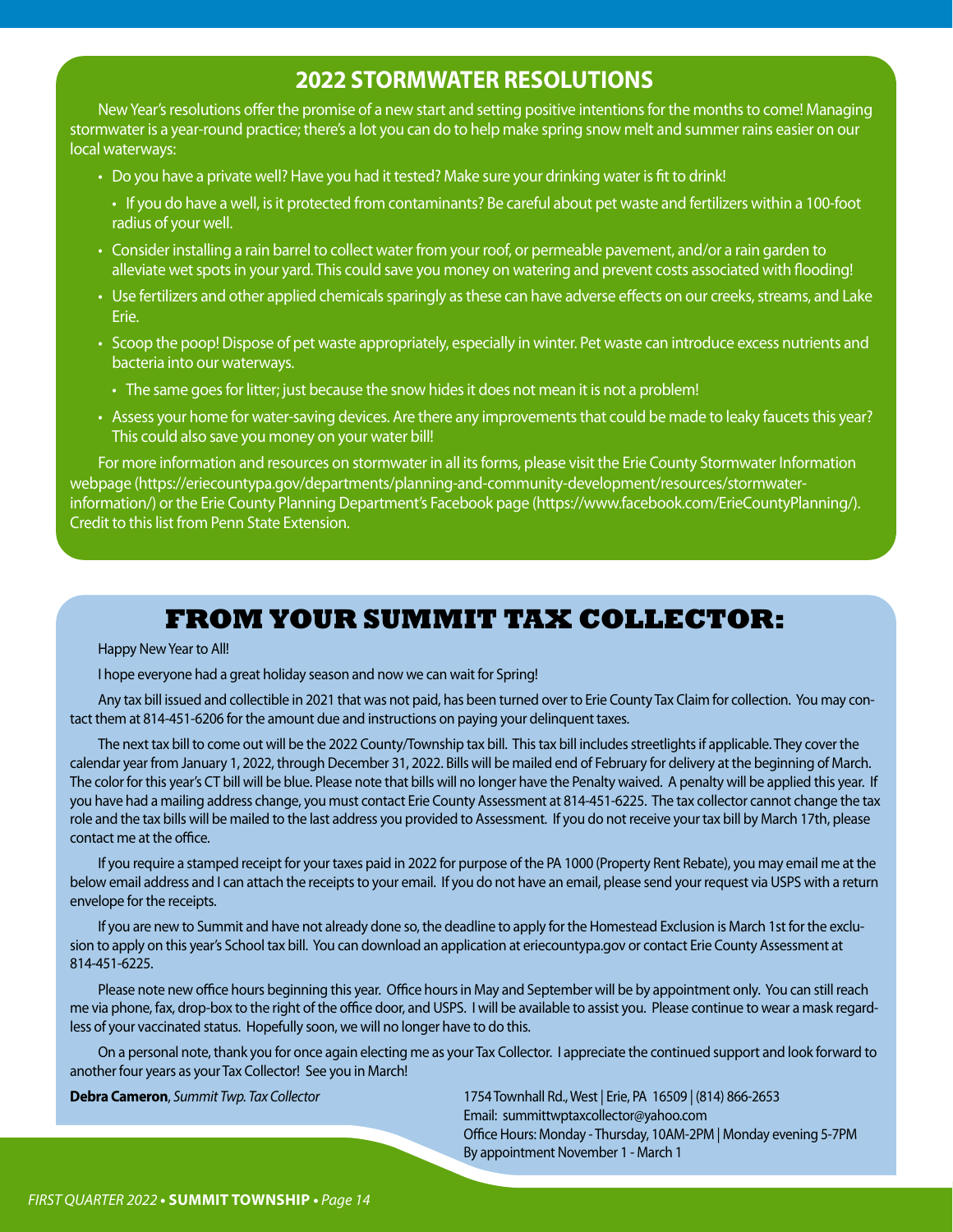## 2022 STORMWATER RESOLUTIONS

New Year's resolutions offer the promise of a new start and setting positive intentions for the months to come! Managing stormwater is a year-round practice; there's a lot you can do to help make spring snow melt and summer rains easier on our local waterways:

- Do you have a private well? Have you had it tested? Make sure your drinking water is fit to drink!
  - If you do have a well, is it protected from contaminants? Be careful about pet waste and fertilizers within a 100-foot radius of your well.
- Consider installing a rain barrel to collect water from your roof, or permeable pavement, and/or a rain garden to alleviate wet spots in your yard. This could save you money on watering and prevent costs associated with flooding!
- Use fertilizers and other applied chemicals sparingly as these can have adverse effects on our creeks, streams, and Lake Erie.
- Scoop the poop! Dispose of pet waste appropriately, especially in winter. Pet waste can introduce excess nutrients and bacteria into our waterways.
  - The same goes for litter; just because the snow hides it does not mean it is not a problem!
- Assess your home for water-saving devices. Are there any improvements that could be made to leaky faucets this year? This could also save you money on your water bill!

For more information and resources on stormwater in all its forms, please visit the Erie County Stormwater Information webpage (https://eriecountypa.gov/departments/planning-and-community-development/resources/stormwater-information/) or the Erie County Planning Department's Facebook page (https://www.facebook.com/ErieCountyPlanning/). Credit to this list from Penn State Extension.

## FROM YOUR SUMMIT TAX COLLECTOR:

Happy New Year to All!

I hope everyone had a great holiday season and now we can wait for Spring!

Any tax bill issued and collectible in 2021 that was not paid, has been turned over to Erie County Tax Claim for collection. You may contact them at 814-451-6206 for the amount due and instructions on paying your delinquent taxes.

The next tax bill to come out will be the 2022 County/Township tax bill. This tax bill includes streetlights if applicable. They cover the calendar year from January 1, 2022, through December 31, 2022. Bills will be mailed end of February for delivery at the beginning of March. The color for this year's CT bill will be blue. Please note that bills will no longer have the Penalty waived. A penalty will be applied this year. If you have had a mailing address change, you must contact Erie County Assessment at 814-451-6225. The tax collector cannot change the tax role and the tax bills will be mailed to the last address you provided to Assessment. If you do not receive your tax bill by March 17th, please contact me at the office.

If you require a stamped receipt for your taxes paid in 2022 for purpose of the PA 1000 (Property Rent Rebate), you may email me at the below email address and I can attach the receipts to your email. If you do not have an email, please send your request via USPS with a return envelope for the receipts.

If you are new to Summit and have not already done so, the deadline to apply for the Homestead Exclusion is March 1st for the exclusion to apply on this year's School tax bill. You can download an application at eriecountypa.gov or contact Erie County Assessment at 814-451-6225.

Please note new office hours beginning this year. Office hours in May and September will be by appointment only. You can still reach me via phone, fax, drop-box to the right of the office door, and USPS. I will be available to assist you. Please continue to wear a mask regardless of your vaccinated status. Hopefully soon, we will no longer have to do this.

On a personal note, thank you for once again electing me as your Tax Collector. I appreciate the continued support and look forward to another four years as your Tax Collector! See you in March!

**Debra Cameron**, *Summit Twp. Tax Collector*

1754 Townhall Rd., West | Erie, PA 16509 | (814) 866-2653
Email: summittwptaxcollector@yahoo.com
Office Hours: Monday - Thursday, 10AM-2PM | Monday evening 5-7PM
By appointment November 1 - March 1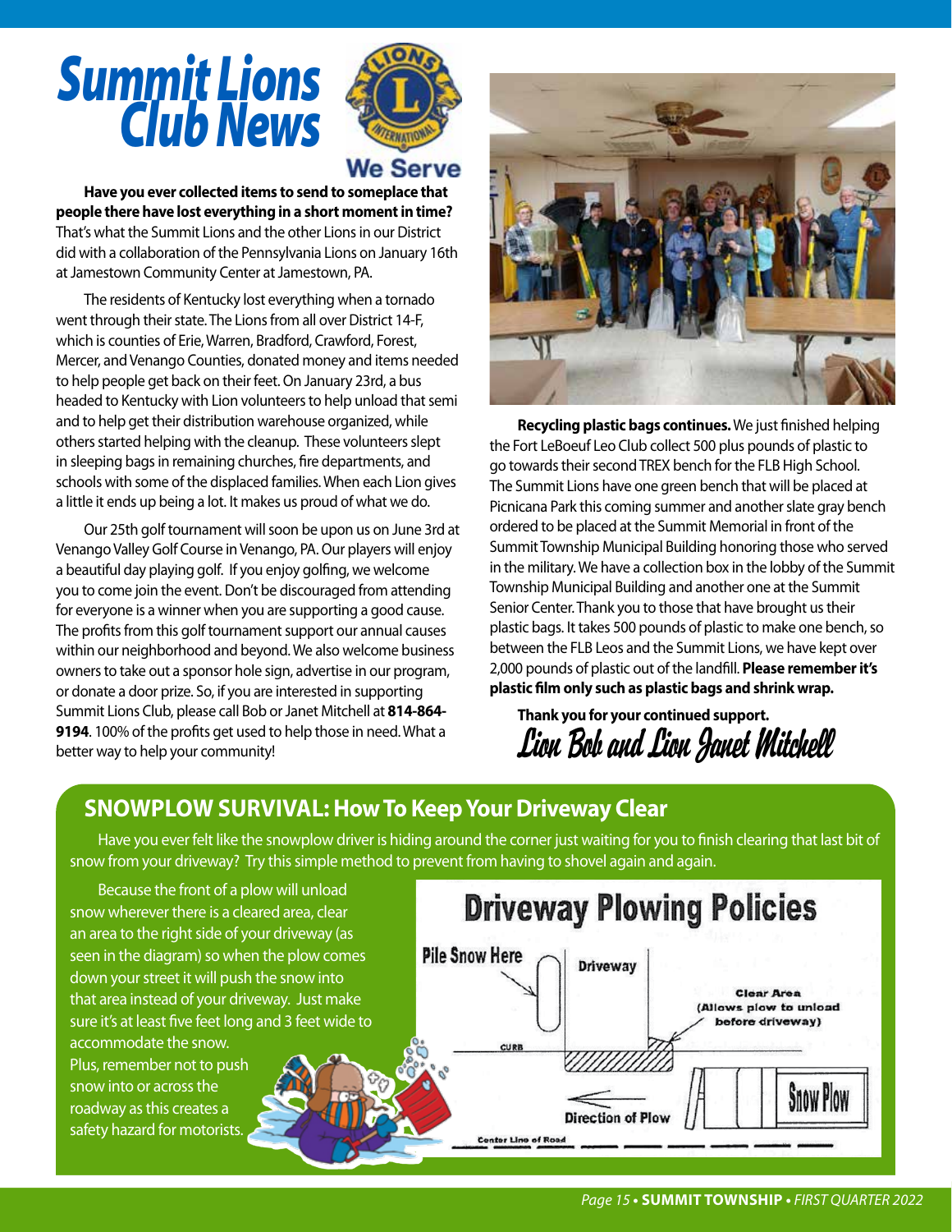# Summit Lions Club News

We Serve

**Have you ever collected items to send to someplace that people there have lost everything in a short moment in time?** That's what the Summit Lions and the other Lions in our District did with a collaboration of the Pennsylvania Lions on January 16th at Jamestown Community Center at Jamestown, PA.

The residents of Kentucky lost everything when a tornado went through their state. The Lions from all over District 14-F, which is counties of Erie, Warren, Bradford, Crawford, Forest, Mercer, and Venango Counties, donated money and items needed to help people get back on their feet. On January 23rd, a bus headed to Kentucky with Lion volunteers to help unload that semi and to help get their distribution warehouse organized, while others started helping with the cleanup. These volunteers slept in sleeping bags in remaining churches, fire departments, and schools with some of the displaced families. When each Lion gives a little it ends up being a lot. It makes us proud of what we do.

Our 25th golf tournament will soon be upon us on June 3rd at Venango Valley Golf Course in Venango, PA. Our players will enjoy a beautiful day playing golf. If you enjoy golfing, we welcome you to come join the event. Don't be discouraged from attending for everyone is a winner when you are supporting a good cause. The profits from this golf tournament support our annual causes within our neighborhood and beyond. We also welcome business owners to take out a sponsor hole sign, advertise in our program, or donate a door prize. So, if you are interested in supporting Summit Lions Club, please call Bob or Janet Mitchell at **814-864-9194**. 100% of the profits get used to help those in need. What a better way to help your community!

**Recycling plastic bags continues.** We just finished helping the Fort LeBoeuf Leo Club collect 500 plus pounds of plastic to go towards their second TREX bench for the FLB High School. The Summit Lions have one green bench that will be placed at Picnicana Park this coming summer and another slate gray bench ordered to be placed at the Summit Memorial in front of the Summit Township Municipal Building honoring those who served in the military. We have a collection box in the lobby of the Summit Township Municipal Building and another one at the Summit Senior Center. Thank you to those that have brought us their plastic bags. It takes 500 pounds of plastic to make one bench, so between the FLB Leos and the Summit Lions, we have kept over 2,000 pounds of plastic out of the landfill. **Please remember it's plastic film only such as plastic bags and shrink wrap.**

**Thank you for your continued support.**

*Lion Bob and Lion Janet Mitchell*

## SNOWPLOW SURVIVAL: How To Keep Your Driveway Clear

Have you ever felt like the snowplow driver is hiding around the corner just waiting for you to finish clearing that last bit of snow from your driveway? Try this simple method to prevent from having to shovel again and again.

Because the front of a plow will unload snow wherever there is a cleared area, clear an area to the right side of your driveway (as seen in the diagram) so when the plow comes down your street it will push the snow into that area instead of your driveway. Just make sure it's at least five feet long and 3 feet wide to accommodate the snow. Plus, remember not to push snow into or across the roadway as this creates a safety hazard for motorists.

**Driveway Plowing Policies**

Pile Snow Here — Driveway — Clear Area (Allows plow to unload before driveway) — Curb — Direction of Plow — Snow Plow — Center Line of Road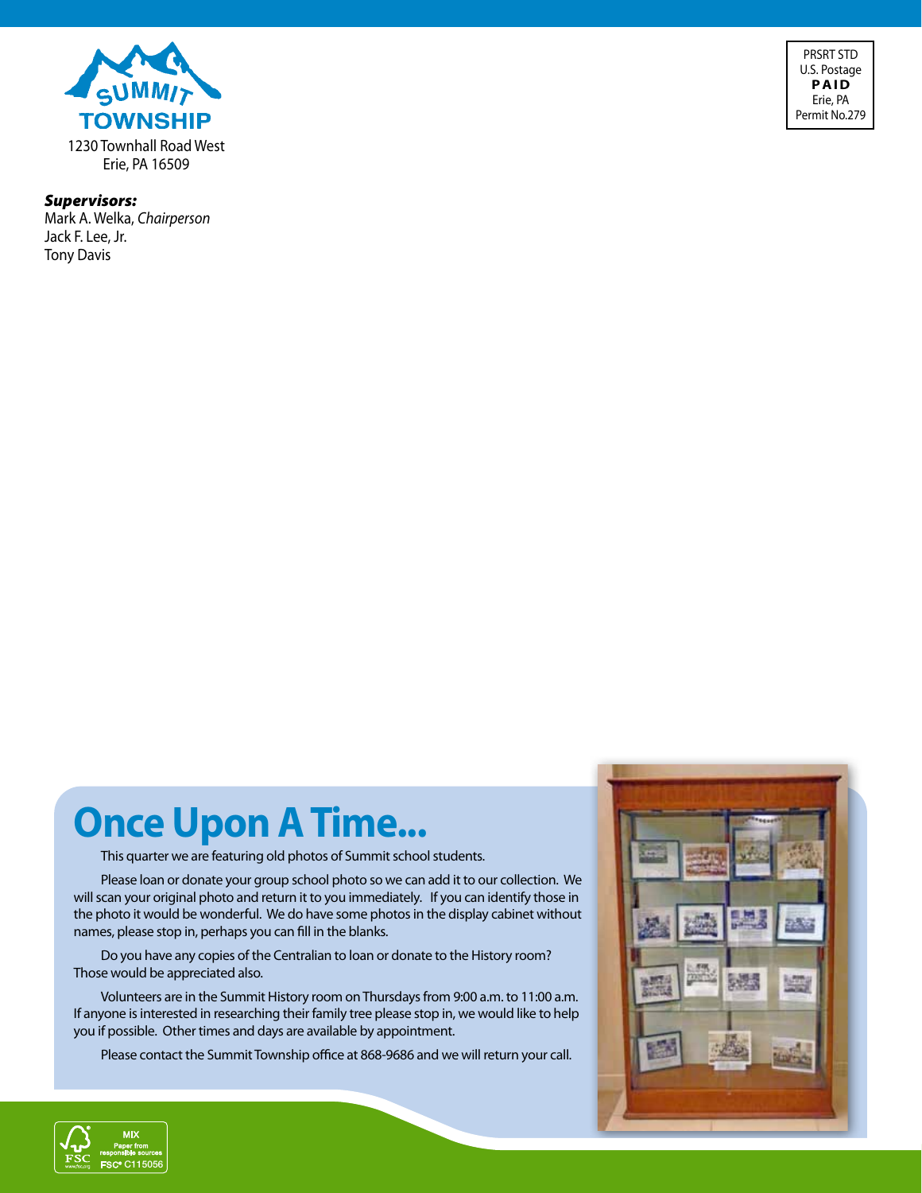SUMMIT TOWNSHIP

1230 Townhall Road West
Erie, PA 16509

***Supervisors:***
Mark A. Welka, *Chairperson*
Jack F. Lee, Jr.
Tony Davis

PRSRT STD
U.S. Postage
**PAID**
Erie, PA
Permit No.279

# Once Upon A Time...

This quarter we are featuring old photos of Summit school students.

Please loan or donate your group school photo so we can add it to our collection. We will scan your original photo and return it to you immediately. If you can identify those in the photo it would be wonderful. We do have some photos in the display cabinet without names, please stop in, perhaps you can fill in the blanks.

Do you have any copies of the Centralian to loan or donate to the History room? Those would be appreciated also.

Volunteers are in the Summit History room on Thursdays from 9:00 a.m. to 11:00 a.m. If anyone is interested in researching their family tree please stop in, we would like to help you if possible. Other times and days are available by appointment.

Please contact the Summit Township office at 868-9686 and we will return your call.

FSC MIX Paper from responsible sources FSC® C115056